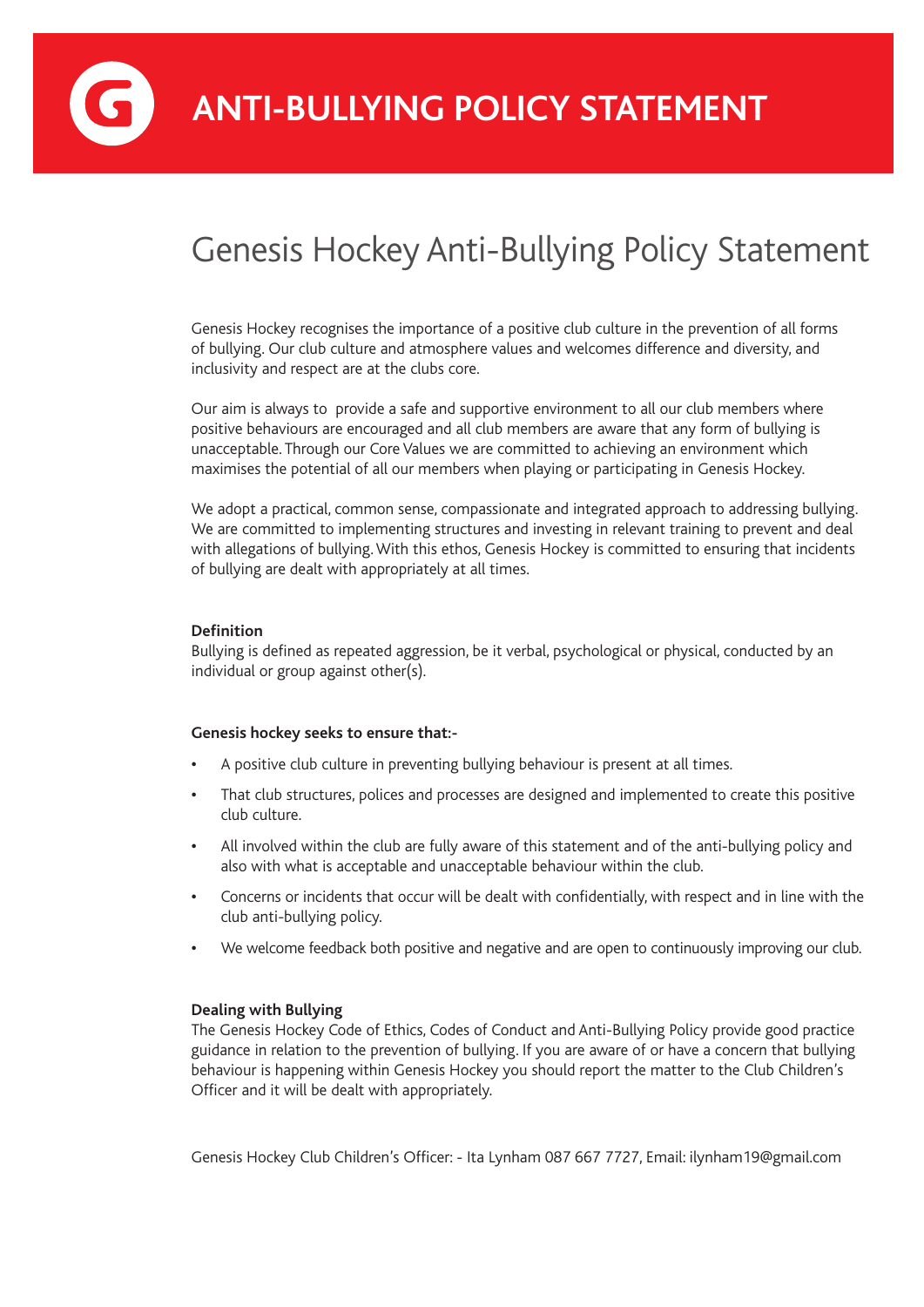# ANTI-BULLYING POLICY STATEMENT

## Genesis Hockey Anti-Bullying Policy Statement

Genesis Hockey recognises the importance of a positive club culture in the prevention of all forms of bullying. Our club culture and atmosphere values and welcomes difference and diversity, and inclusivity and respect are at the clubs core.

Our aim is always to provide a safe and supportive environment to all our club members where positive behaviours are encouraged and all club members are aware that any form of bullying is unacceptable. Through our Core Values we are committed to achieving an environment which maximises the potential of all our members when playing or participating in Genesis Hockey.

We adopt a practical, common sense, compassionate and integrated approach to addressing bullying. We are committed to implementing structures and investing in relevant training to prevent and deal with allegations of bullying. With this ethos, Genesis Hockey is committed to ensuring that incidents of bullying are dealt with appropriately at all times.

**Definition**

Bullying is defined as repeated aggression, be it verbal, psychological or physical, conducted by an individual or group against other(s).

**Genesis hockey seeks to ensure that:-**

- A positive club culture in preventing bullying behaviour is present at all times.
- That club structures, polices and processes are designed and implemented to create this positive club culture.
- All involved within the club are fully aware of this statement and of the anti-bullying policy and also with what is acceptable and unacceptable behaviour within the club.
- Concerns or incidents that occur will be dealt with confidentially, with respect and in line with the club anti-bullying policy.
- We welcome feedback both positive and negative and are open to continuously improving our club.

**Dealing with Bullying**

The Genesis Hockey Code of Ethics, Codes of Conduct and Anti-Bullying Policy provide good practice guidance in relation to the prevention of bullying. If you are aware of or have a concern that bullying behaviour is happening within Genesis Hockey you should report the matter to the Club Children's Officer and it will be dealt with appropriately.

Genesis Hockey Club Children's Officer: - Ita Lynham 087 667 7727, Email: ilynham19@gmail.com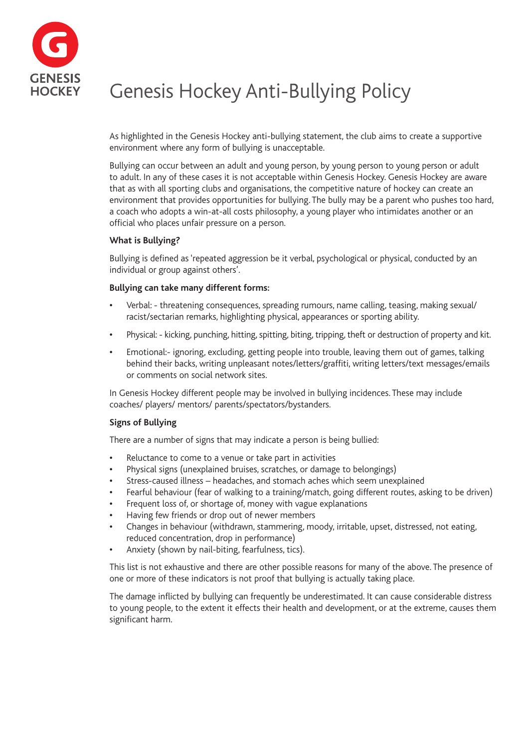# Genesis Hockey Anti-Bullying Policy

As highlighted in the Genesis Hockey anti-bullying statement, the club aims to create a supportive environment where any form of bullying is unacceptable.

Bullying can occur between an adult and young person, by young person to young person or adult to adult. In any of these cases it is not acceptable within Genesis Hockey. Genesis Hockey are aware that as with all sporting clubs and organisations, the competitive nature of hockey can create an environment that provides opportunities for bullying. The bully may be a parent who pushes too hard, a coach who adopts a win-at-all costs philosophy, a young player who intimidates another or an official who places unfair pressure on a person.

**What is Bullying?**

Bullying is defined as 'repeated aggression be it verbal, psychological or physical, conducted by an individual or group against others'.

**Bullying can take many different forms:**

- Verbal: - threatening consequences, spreading rumours, name calling, teasing, making sexual/ racist/sectarian remarks, highlighting physical, appearances or sporting ability.
- Physical: - kicking, punching, hitting, spitting, biting, tripping, theft or destruction of property and kit.
- Emotional:- ignoring, excluding, getting people into trouble, leaving them out of games, talking behind their backs, writing unpleasant notes/letters/graffiti, writing letters/text messages/emails or comments on social network sites.

In Genesis Hockey different people may be involved in bullying incidences. These may include coaches/ players/ mentors/ parents/spectators/bystanders.

**Signs of Bullying**

There are a number of signs that may indicate a person is being bullied:

- Reluctance to come to a venue or take part in activities
- Physical signs (unexplained bruises, scratches, or damage to belongings)
- Stress-caused illness – headaches, and stomach aches which seem unexplained
- Fearful behaviour (fear of walking to a training/match, going different routes, asking to be driven)
- Frequent loss of, or shortage of, money with vague explanations
- Having few friends or drop out of newer members
- Changes in behaviour (withdrawn, stammering, moody, irritable, upset, distressed, not eating, reduced concentration, drop in performance)
- Anxiety (shown by nail-biting, fearfulness, tics).

This list is not exhaustive and there are other possible reasons for many of the above. The presence of one or more of these indicators is not proof that bullying is actually taking place.

The damage inflicted by bullying can frequently be underestimated. It can cause considerable distress to young people, to the extent it effects their health and development, or at the extreme, causes them significant harm.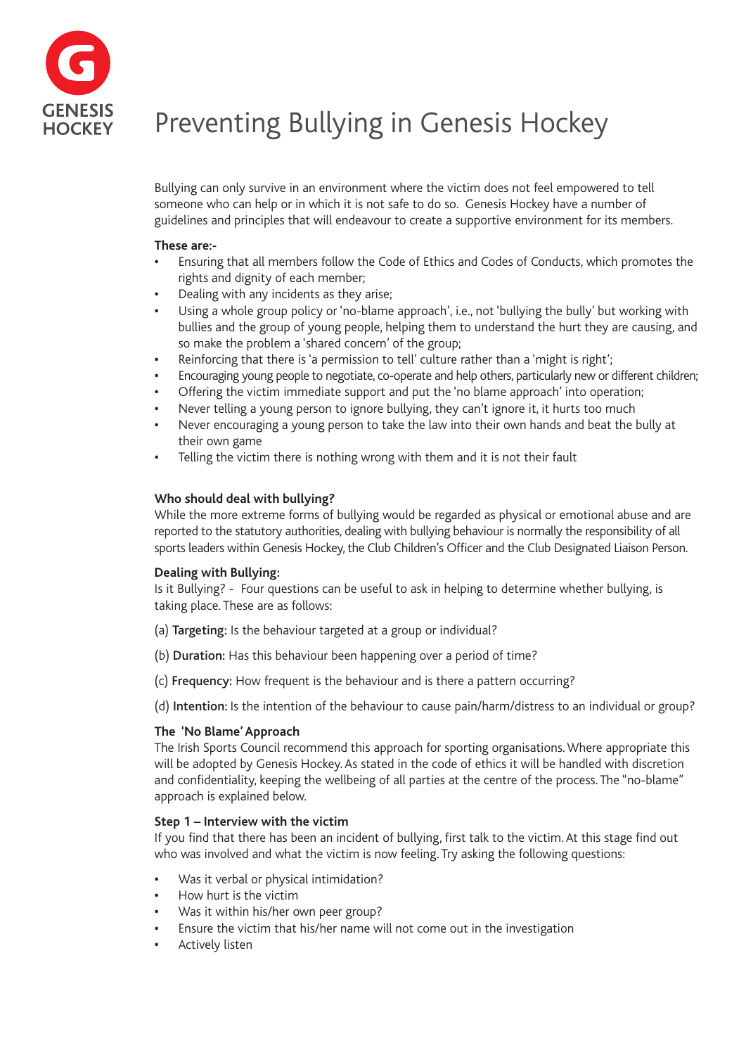# Preventing Bullying in Genesis Hockey

Bullying can only survive in an environment where the victim does not feel empowered to tell someone who can help or in which it is not safe to do so. Genesis Hockey have a number of guidelines and principles that will endeavour to create a supportive environment for its members.

**These are:-**

- Ensuring that all members follow the Code of Ethics and Codes of Conducts, which promotes the rights and dignity of each member;
- Dealing with any incidents as they arise;
- Using a whole group policy or 'no-blame approach', i.e., not 'bullying the bully' but working with bullies and the group of young people, helping them to understand the hurt they are causing, and so make the problem a 'shared concern' of the group;
- Reinforcing that there is 'a permission to tell' culture rather than a 'might is right';
- Encouraging young people to negotiate, co-operate and help others, particularly new or different children;
- Offering the victim immediate support and put the 'no blame approach' into operation;
- Never telling a young person to ignore bullying, they can't ignore it, it hurts too much
- Never encouraging a young person to take the law into their own hands and beat the bully at their own game
- Telling the victim there is nothing wrong with them and it is not their fault

**Who should deal with bullying?**
While the more extreme forms of bullying would be regarded as physical or emotional abuse and are reported to the statutory authorities, dealing with bullying behaviour is normally the responsibility of all sports leaders within Genesis Hockey, the Club Children's Officer and the Club Designated Liaison Person.

**Dealing with Bullying:**
Is it Bullying? - Four questions can be useful to ask in helping to determine whether bullying, is taking place. These are as follows:

(a) **Targeting:** Is the behaviour targeted at a group or individual?

(b) **Duration:** Has this behaviour been happening over a period of time?

(c) **Frequency:** How frequent is the behaviour and is there a pattern occurring?

(d) **Intention:** Is the intention of the behaviour to cause pain/harm/distress to an individual or group?

**The 'No Blame' Approach**
The Irish Sports Council recommend this approach for sporting organisations. Where appropriate this will be adopted by Genesis Hockey. As stated in the code of ethics it will be handled with discretion and confidentiality, keeping the wellbeing of all parties at the centre of the process. The "no-blame" approach is explained below.

**Step 1 – Interview with the victim**
If you find that there has been an incident of bullying, first talk to the victim. At this stage find out who was involved and what the victim is now feeling. Try asking the following questions:

- Was it verbal or physical intimidation?
- How hurt is the victim
- Was it within his/her own peer group?
- Ensure the victim that his/her name will not come out in the investigation
- Actively listen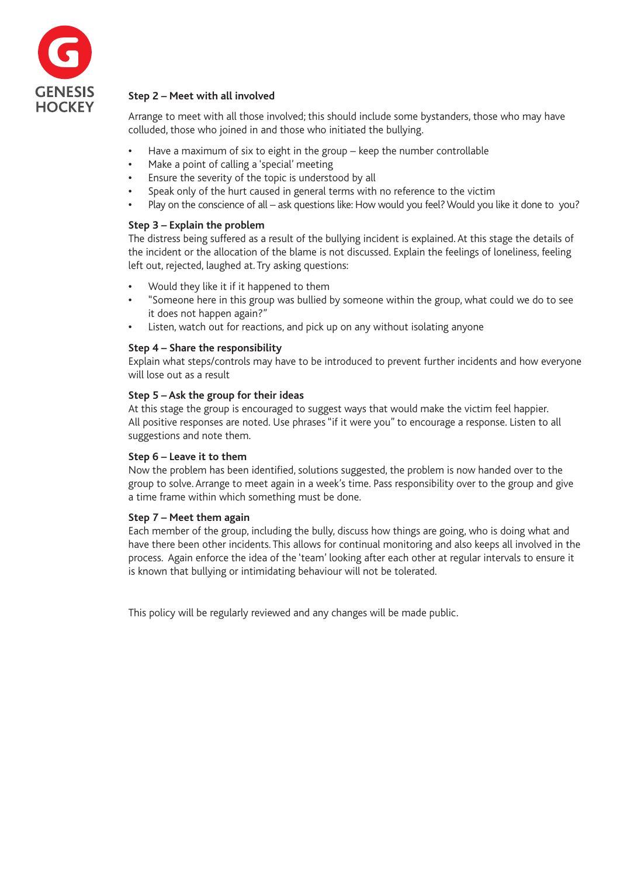**Step 2 – Meet with all involved**

Arrange to meet with all those involved; this should include some bystanders, those who may have colluded, those who joined in and those who initiated the bullying.

- Have a maximum of six to eight in the group – keep the number controllable
- Make a point of calling a 'special' meeting
- Ensure the severity of the topic is understood by all
- Speak only of the hurt caused in general terms with no reference to the victim
- Play on the conscience of all – ask questions like: How would you feel? Would you like it done to you?

**Step 3 – Explain the problem**
The distress being suffered as a result of the bullying incident is explained. At this stage the details of the incident or the allocation of the blame is not discussed. Explain the feelings of loneliness, feeling left out, rejected, laughed at. Try asking questions:

- Would they like it if it happened to them
- "Someone here in this group was bullied by someone within the group, what could we do to see it does not happen again?"
- Listen, watch out for reactions, and pick up on any without isolating anyone

**Step 4 – Share the responsibility**
Explain what steps/controls may have to be introduced to prevent further incidents and how everyone will lose out as a result

**Step 5 – Ask the group for their ideas**
At this stage the group is encouraged to suggest ways that would make the victim feel happier. All positive responses are noted. Use phrases "if it were you" to encourage a response. Listen to all suggestions and note them.

**Step 6 – Leave it to them**
Now the problem has been identified, solutions suggested, the problem is now handed over to the group to solve. Arrange to meet again in a week's time. Pass responsibility over to the group and give a time frame within which something must be done.

**Step 7 – Meet them again**
Each member of the group, including the bully, discuss how things are going, who is doing what and have there been other incidents. This allows for continual monitoring and also keeps all involved in the process. Again enforce the idea of the 'team' looking after each other at regular intervals to ensure it is known that bullying or intimidating behaviour will not be tolerated.

This policy will be regularly reviewed and any changes will be made public.